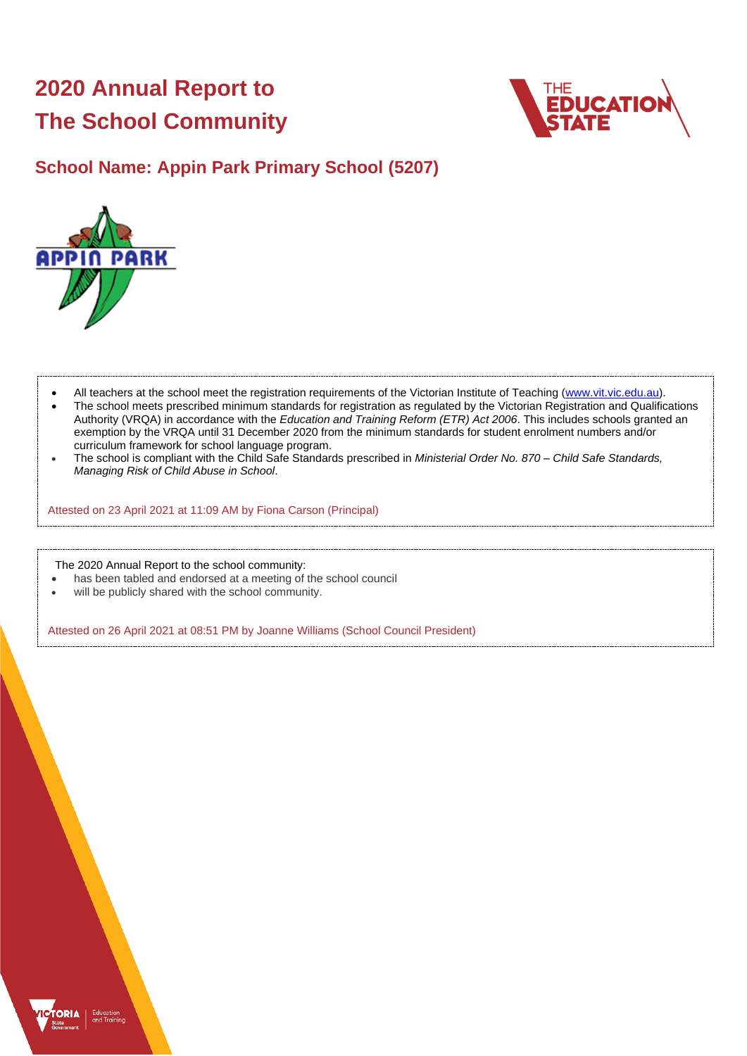# 2020 Annual Report to The School Community

## School Name: Appin Park Primary School (5207)

- All teachers at the school meet the registration requirements of the Victorian Institute of Teaching (www.vit.vic.edu.au).
- The school meets prescribed minimum standards for registration as regulated by the Victorian Registration and Qualifications Authority (VRQA) in accordance with the *Education and Training Reform (ETR) Act 2006*. This includes schools granted an exemption by the VRQA until 31 December 2020 from the minimum standards for student enrolment numbers and/or curriculum framework for school language program.
- The school is compliant with the Child Safe Standards prescribed in *Ministerial Order No. 870 – Child Safe Standards, Managing Risk of Child Abuse in School*.

Attested on 23 April 2021 at 11:09 AM by Fiona Carson (Principal)

The 2020 Annual Report to the school community:

- has been tabled and endorsed at a meeting of the school council
- will be publicly shared with the school community.

Attested on 26 April 2021 at 08:51 PM by Joanne Williams (School Council President)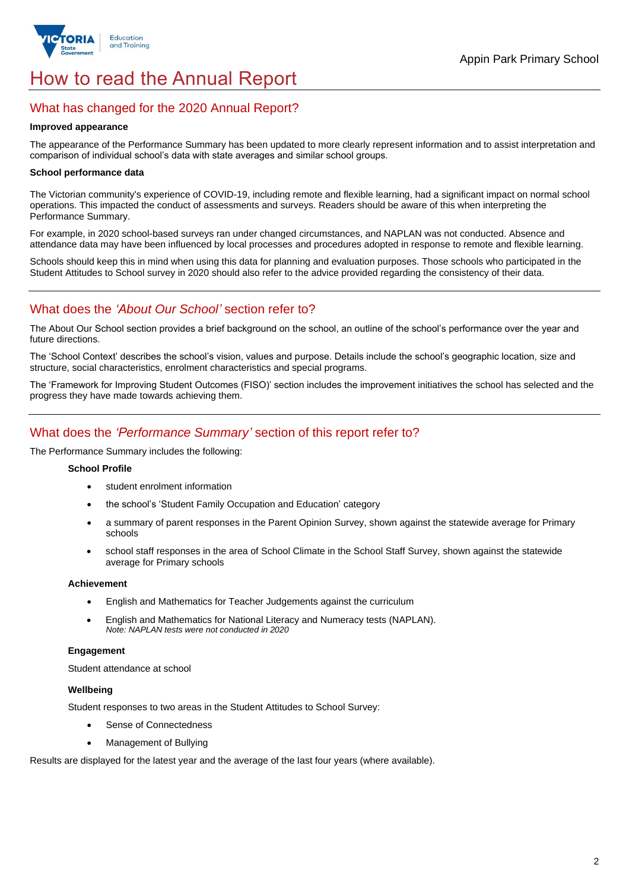# How to read the Annual Report

## What has changed for the 2020 Annual Report?

**Improved appearance**

The appearance of the Performance Summary has been updated to more clearly represent information and to assist interpretation and comparison of individual school's data with state averages and similar school groups.

**School performance data**

The Victorian community's experience of COVID-19, including remote and flexible learning, had a significant impact on normal school operations. This impacted the conduct of assessments and surveys. Readers should be aware of this when interpreting the Performance Summary.

For example, in 2020 school-based surveys ran under changed circumstances, and NAPLAN was not conducted. Absence and attendance data may have been influenced by local processes and procedures adopted in response to remote and flexible learning.

Schools should keep this in mind when using this data for planning and evaluation purposes. Those schools who participated in the Student Attitudes to School survey in 2020 should also refer to the advice provided regarding the consistency of their data.

## What does the *'About Our School'* section refer to?

The About Our School section provides a brief background on the school, an outline of the school's performance over the year and future directions.

The 'School Context' describes the school's vision, values and purpose. Details include the school's geographic location, size and structure, social characteristics, enrolment characteristics and special programs.

The 'Framework for Improving Student Outcomes (FISO)' section includes the improvement initiatives the school has selected and the progress they have made towards achieving them.

## What does the *'Performance Summary'* section of this report refer to?

The Performance Summary includes the following:

**School Profile**

- student enrolment information
- the school's 'Student Family Occupation and Education' category
- a summary of parent responses in the Parent Opinion Survey, shown against the statewide average for Primary schools
- school staff responses in the area of School Climate in the School Staff Survey, shown against the statewide average for Primary schools

**Achievement**

- English and Mathematics for Teacher Judgements against the curriculum
- English and Mathematics for National Literacy and Numeracy tests (NAPLAN).
  *Note: NAPLAN tests were not conducted in 2020*

**Engagement**

Student attendance at school

**Wellbeing**

Student responses to two areas in the Student Attitudes to School Survey:

- Sense of Connectedness
- Management of Bullying

Results are displayed for the latest year and the average of the last four years (where available).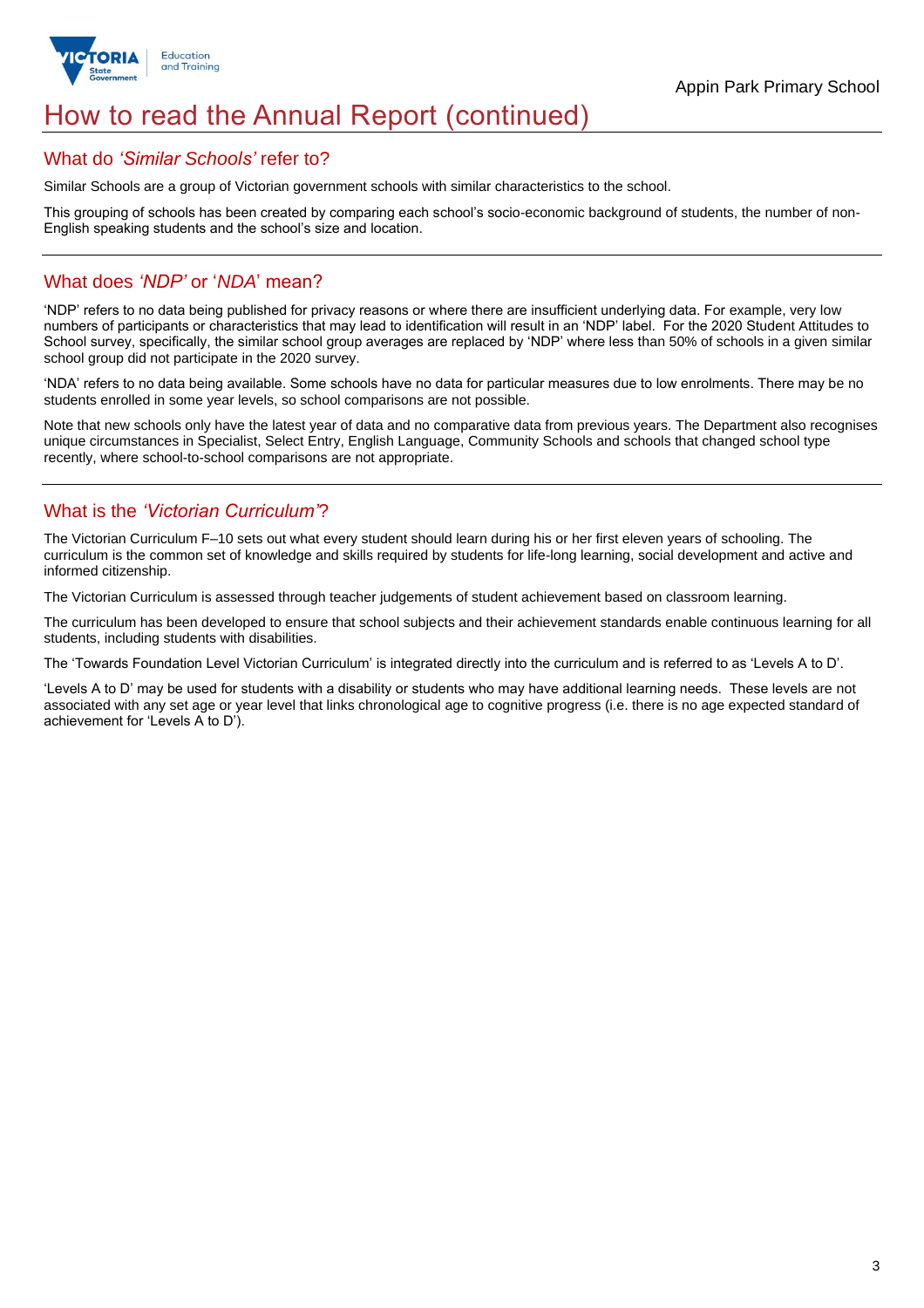# How to read the Annual Report (continued)

## What do *'Similar Schools'* refer to?

Similar Schools are a group of Victorian government schools with similar characteristics to the school.

This grouping of schools has been created by comparing each school's socio-economic background of students, the number of non-English speaking students and the school's size and location.

## What does *'NDP'* or '*NDA*' mean?

'NDP' refers to no data being published for privacy reasons or where there are insufficient underlying data. For example, very low numbers of participants or characteristics that may lead to identification will result in an 'NDP' label. For the 2020 Student Attitudes to School survey, specifically, the similar school group averages are replaced by 'NDP' where less than 50% of schools in a given similar school group did not participate in the 2020 survey.

'NDA' refers to no data being available. Some schools have no data for particular measures due to low enrolments. There may be no students enrolled in some year levels, so school comparisons are not possible.

Note that new schools only have the latest year of data and no comparative data from previous years. The Department also recognises unique circumstances in Specialist, Select Entry, English Language, Community Schools and schools that changed school type recently, where school-to-school comparisons are not appropriate.

## What is the *'Victorian Curriculum'*?

The Victorian Curriculum F–10 sets out what every student should learn during his or her first eleven years of schooling. The curriculum is the common set of knowledge and skills required by students for life-long learning, social development and active and informed citizenship.

The Victorian Curriculum is assessed through teacher judgements of student achievement based on classroom learning.

The curriculum has been developed to ensure that school subjects and their achievement standards enable continuous learning for all students, including students with disabilities.

The 'Towards Foundation Level Victorian Curriculum' is integrated directly into the curriculum and is referred to as 'Levels A to D'.

'Levels A to D' may be used for students with a disability or students who may have additional learning needs. These levels are not associated with any set age or year level that links chronological age to cognitive progress (i.e. there is no age expected standard of achievement for 'Levels A to D').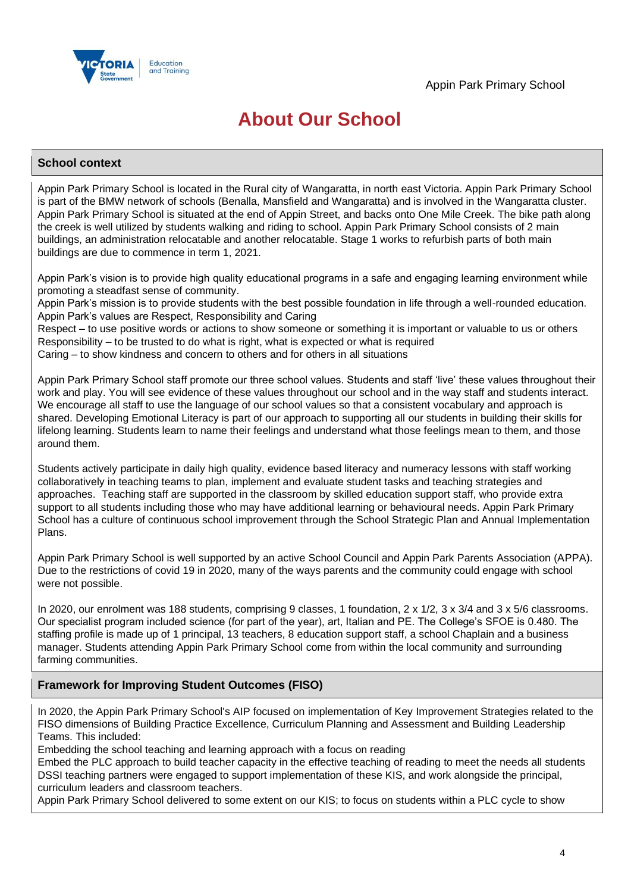# About Our School

## School context

Appin Park Primary School is located in the Rural city of Wangaratta, in north east Victoria. Appin Park Primary School is part of the BMW network of schools (Benalla, Mansfield and Wangaratta) and is involved in the Wangaratta cluster. Appin Park Primary School is situated at the end of Appin Street, and backs onto One Mile Creek. The bike path along the creek is well utilized by students walking and riding to school. Appin Park Primary School consists of 2 main buildings, an administration relocatable and another relocatable. Stage 1 works to refurbish parts of both main buildings are due to commence in term 1, 2021.

Appin Park's vision is to provide high quality educational programs in a safe and engaging learning environment while promoting a steadfast sense of community.
Appin Park's mission is to provide students with the best possible foundation in life through a well-rounded education.
Appin Park's values are Respect, Responsibility and Caring
Respect – to use positive words or actions to show someone or something it is important or valuable to us or others
Responsibility – to be trusted to do what is right, what is expected or what is required
Caring – to show kindness and concern to others and for others in all situations

Appin Park Primary School staff promote our three school values. Students and staff 'live' these values throughout their work and play. You will see evidence of these values throughout our school and in the way staff and students interact. We encourage all staff to use the language of our school values so that a consistent vocabulary and approach is shared. Developing Emotional Literacy is part of our approach to supporting all our students in building their skills for lifelong learning. Students learn to name their feelings and understand what those feelings mean to them, and those around them.

Students actively participate in daily high quality, evidence based literacy and numeracy lessons with staff working collaboratively in teaching teams to plan, implement and evaluate student tasks and teaching strategies and approaches. Teaching staff are supported in the classroom by skilled education support staff, who provide extra support to all students including those who may have additional learning or behavioural needs. Appin Park Primary School has a culture of continuous school improvement through the School Strategic Plan and Annual Implementation Plans.

Appin Park Primary School is well supported by an active School Council and Appin Park Parents Association (APPA). Due to the restrictions of covid 19 in 2020, many of the ways parents and the community could engage with school were not possible.

In 2020, our enrolment was 188 students, comprising 9 classes, 1 foundation, 2 x 1/2, 3 x 3/4 and 3 x 5/6 classrooms. Our specialist program included science (for part of the year), art, Italian and PE. The College's SFOE is 0.480. The staffing profile is made up of 1 principal, 13 teachers, 8 education support staff, a school Chaplain and a business manager. Students attending Appin Park Primary School come from within the local community and surrounding farming communities.

## Framework for Improving Student Outcomes (FISO)

In 2020, the Appin Park Primary School's AIP focused on implementation of Key Improvement Strategies related to the FISO dimensions of Building Practice Excellence, Curriculum Planning and Assessment and Building Leadership Teams. This included:
Embedding the school teaching and learning approach with a focus on reading
Embed the PLC approach to build teacher capacity in the effective teaching of reading to meet the needs all students
DSSI teaching partners were engaged to support implementation of these KIS, and work alongside the principal, curriculum leaders and classroom teachers.
Appin Park Primary School delivered to some extent on our KIS; to focus on students within a PLC cycle to show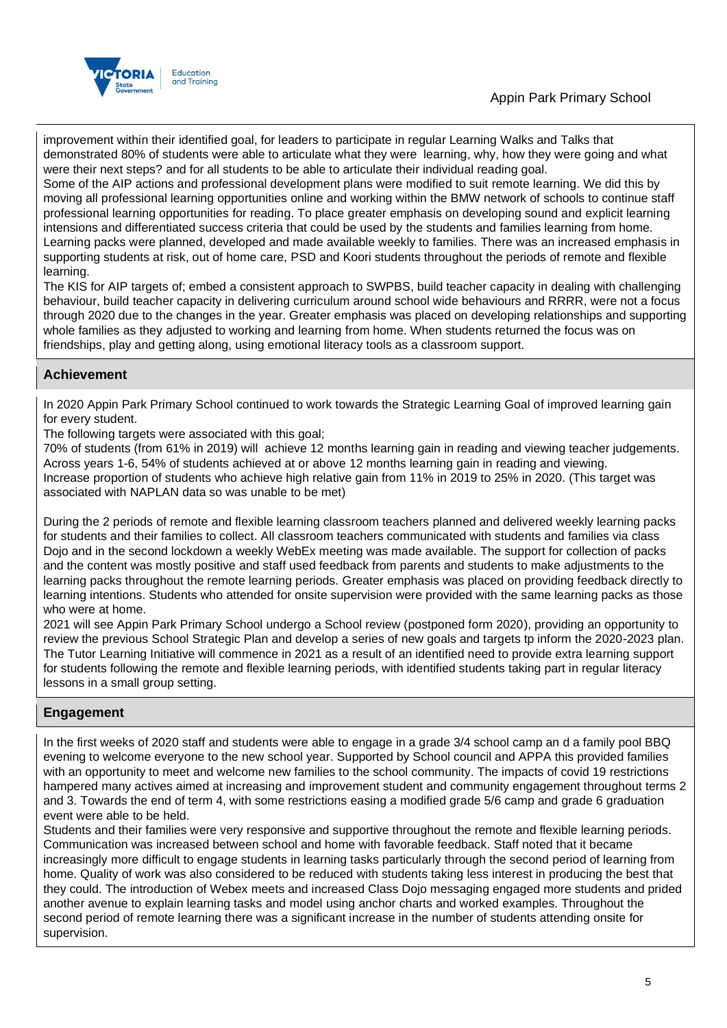improvement within their identified goal, for leaders to participate in regular Learning Walks and Talks that demonstrated 80% of students were able to articulate what they were learning, why, how they were going and what were their next steps? and for all students to be able to articulate their individual reading goal.
Some of the AIP actions and professional development plans were modified to suit remote learning. We did this by moving all professional learning opportunities online and working within the BMW network of schools to continue staff professional learning opportunities for reading. To place greater emphasis on developing sound and explicit learning intensions and differentiated success criteria that could be used by the students and families learning from home. Learning packs were planned, developed and made available weekly to families. There was an increased emphasis in supporting students at risk, out of home care, PSD and Koori students throughout the periods of remote and flexible learning.
The KIS for AIP targets of; embed a consistent approach to SWPBS, build teacher capacity in dealing with challenging behaviour, build teacher capacity in delivering curriculum around school wide behaviours and RRRR, were not a focus through 2020 due to the changes in the year. Greater emphasis was placed on developing relationships and supporting whole families as they adjusted to working and learning from home. When students returned the focus was on friendships, play and getting along, using emotional literacy tools as a classroom support.

## Achievement

In 2020 Appin Park Primary School continued to work towards the Strategic Learning Goal of improved learning gain for every student.
The following targets were associated with this goal;
70% of students (from 61% in 2019) will achieve 12 months learning gain in reading and viewing teacher judgements. Across years 1-6, 54% of students achieved at or above 12 months learning gain in reading and viewing.
Increase proportion of students who achieve high relative gain from 11% in 2019 to 25% in 2020. (This target was associated with NAPLAN data so was unable to be met)

During the 2 periods of remote and flexible learning classroom teachers planned and delivered weekly learning packs for students and their families to collect. All classroom teachers communicated with students and families via class Dojo and in the second lockdown a weekly WebEx meeting was made available. The support for collection of packs and the content was mostly positive and staff used feedback from parents and students to make adjustments to the learning packs throughout the remote learning periods. Greater emphasis was placed on providing feedback directly to learning intentions. Students who attended for onsite supervision were provided with the same learning packs as those who were at home.
2021 will see Appin Park Primary School undergo a School review (postponed form 2020), providing an opportunity to review the previous School Strategic Plan and develop a series of new goals and targets tp inform the 2020-2023 plan. The Tutor Learning Initiative will commence in 2021 as a result of an identified need to provide extra learning support for students following the remote and flexible learning periods, with identified students taking part in regular literacy lessons in a small group setting.

## Engagement

In the first weeks of 2020 staff and students were able to engage in a grade 3/4 school camp an d a family pool BBQ evening to welcome everyone to the new school year. Supported by School council and APPA this provided families with an opportunity to meet and welcome new families to the school community. The impacts of covid 19 restrictions hampered many actives aimed at increasing and improvement student and community engagement throughout terms 2 and 3. Towards the end of term 4, with some restrictions easing a modified grade 5/6 camp and grade 6 graduation event were able to be held.
Students and their families were very responsive and supportive throughout the remote and flexible learning periods. Communication was increased between school and home with favorable feedback. Staff noted that it became increasingly more difficult to engage students in learning tasks particularly through the second period of learning from home. Quality of work was also considered to be reduced with students taking less interest in producing the best that they could. The introduction of Webex meets and increased Class Dojo messaging engaged more students and prided another avenue to explain learning tasks and model using anchor charts and worked examples. Throughout the second period of remote learning there was a significant increase in the number of students attending onsite for supervision.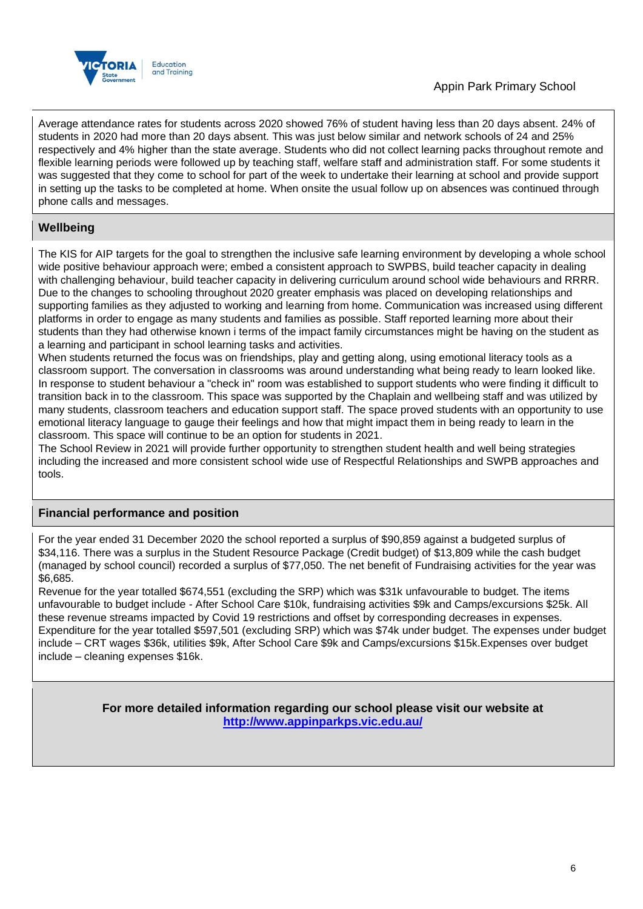Average attendance rates for students across 2020 showed 76% of student having less than 20 days absent. 24% of students in 2020 had more than 20 days absent. This was just below similar and network schools of 24 and 25% respectively and 4% higher than the state average. Students who did not collect learning packs throughout remote and flexible learning periods were followed up by teaching staff, welfare staff and administration staff. For some students it was suggested that they come to school for part of the week to undertake their learning at school and provide support in setting up the tasks to be completed at home. When onsite the usual follow up on absences was continued through phone calls and messages.

## Wellbeing

The KIS for AIP targets for the goal to strengthen the inclusive safe learning environment by developing a whole school wide positive behaviour approach were; embed a consistent approach to SWPBS, build teacher capacity in dealing with challenging behaviour, build teacher capacity in delivering curriculum around school wide behaviours and RRRR. Due to the changes to schooling throughout 2020 greater emphasis was placed on developing relationships and supporting families as they adjusted to working and learning from home. Communication was increased using different platforms in order to engage as many students and families as possible. Staff reported learning more about their students than they had otherwise known i terms of the impact family circumstances might be having on the student as a learning and participant in school learning tasks and activities.
When students returned the focus was on friendships, play and getting along, using emotional literacy tools as a classroom support. The conversation in classrooms was around understanding what being ready to learn looked like. In response to student behaviour a "check in" room was established to support students who were finding it difficult to transition back in to the classroom. This space was supported by the Chaplain and wellbeing staff and was utilized by many students, classroom teachers and education support staff. The space proved students with an opportunity to use emotional literacy language to gauge their feelings and how that might impact them in being ready to learn in the classroom. This space will continue to be an option for students in 2021.
The School Review in 2021 will provide further opportunity to strengthen student health and well being strategies including the increased and more consistent school wide use of Respectful Relationships and SWPB approaches and tools.

## Financial performance and position

For the year ended 31 December 2020 the school reported a surplus of $90,859 against a budgeted surplus of $34,116. There was a surplus in the Student Resource Package (Credit budget) of $13,809 while the cash budget (managed by school council) recorded a surplus of $77,050. The net benefit of Fundraising activities for the year was $6,685.
Revenue for the year totalled $674,551 (excluding the SRP) which was $31k unfavourable to budget. The items unfavourable to budget include - After School Care $10k, fundraising activities $9k and Camps/excursions $25k. All these revenue streams impacted by Covid 19 restrictions and offset by corresponding decreases in expenses.
Expenditure for the year totalled $597,501 (excluding SRP) which was $74k under budget. The expenses under budget include – CRT wages $36k, utilities $9k, After School Care $9k and Camps/excursions $15k.Expenses over budget include – cleaning expenses $16k.

**For more detailed information regarding our school please visit our website at [http://www.appinparkps.vic.edu.au/](http://www.appinparkps.vic.edu.au/)**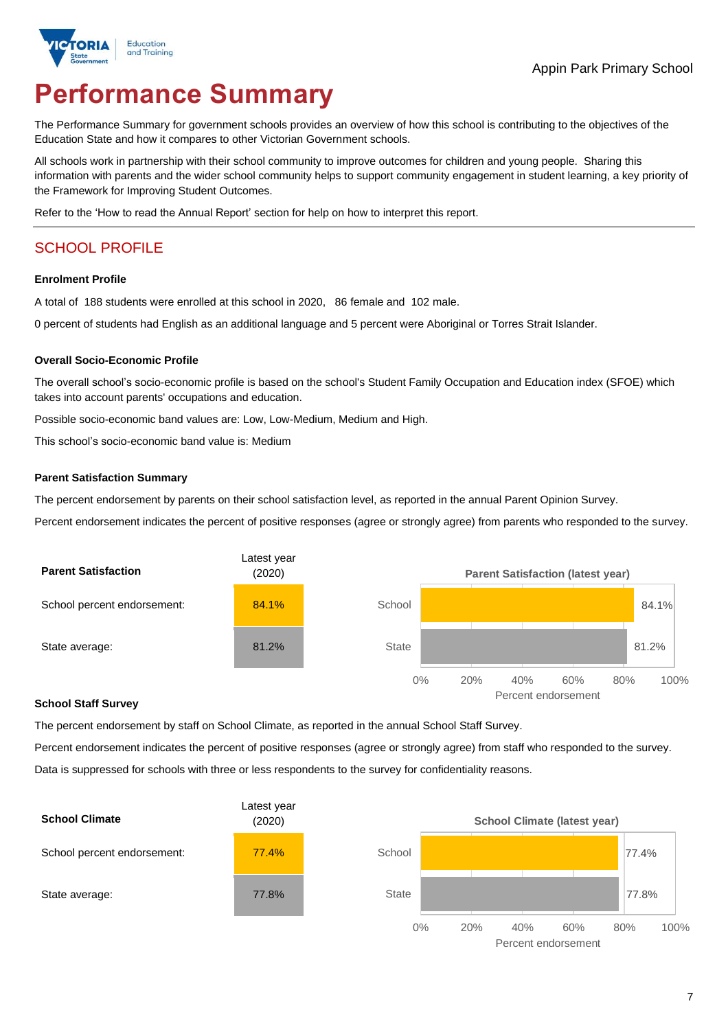Appin Park Primary School

# Performance Summary

The Performance Summary for government schools provides an overview of how this school is contributing to the objectives of the Education State and how it compares to other Victorian Government schools.

All schools work in partnership with their school community to improve outcomes for children and young people. Sharing this information with parents and the wider school community helps to support community engagement in student learning, a key priority of the Framework for Improving Student Outcomes.

Refer to the 'How to read the Annual Report' section for help on how to interpret this report.

## SCHOOL PROFILE

### Enrolment Profile

A total of 188 students were enrolled at this school in 2020, 86 female and 102 male.

0 percent of students had English as an additional language and 5 percent were Aboriginal or Torres Strait Islander.

### Overall Socio-Economic Profile

The overall school's socio-economic profile is based on the school's Student Family Occupation and Education index (SFOE) which takes into account parents' occupations and education.

Possible socio-economic band values are: Low, Low-Medium, Medium and High.

This school's socio-economic band value is: Medium

### Parent Satisfaction Summary

The percent endorsement by parents on their school satisfaction level, as reported in the annual Parent Opinion Survey.

Percent endorsement indicates the percent of positive responses (agree or strongly agree) from parents who responded to the survey.

| Parent Satisfaction | Latest year (2020) |
|---|---|
| School percent endorsement: | 84.1% |
| State average: | 81.2% |

Parent Satisfaction (latest year)

| | Percent endorsement |
|---|---|
| School | 84.1% |
| State | 81.2% |

### School Staff Survey

The percent endorsement by staff on School Climate, as reported in the annual School Staff Survey.

Percent endorsement indicates the percent of positive responses (agree or strongly agree) from staff who responded to the survey.

Data is suppressed for schools with three or less respondents to the survey for confidentiality reasons.

| School Climate | Latest year (2020) |
|---|---|
| School percent endorsement: | 77.4% |
| State average: | 77.8% |

School Climate (latest year)

| | Percent endorsement |
|---|---|
| School | 77.4% |
| State | 77.8% |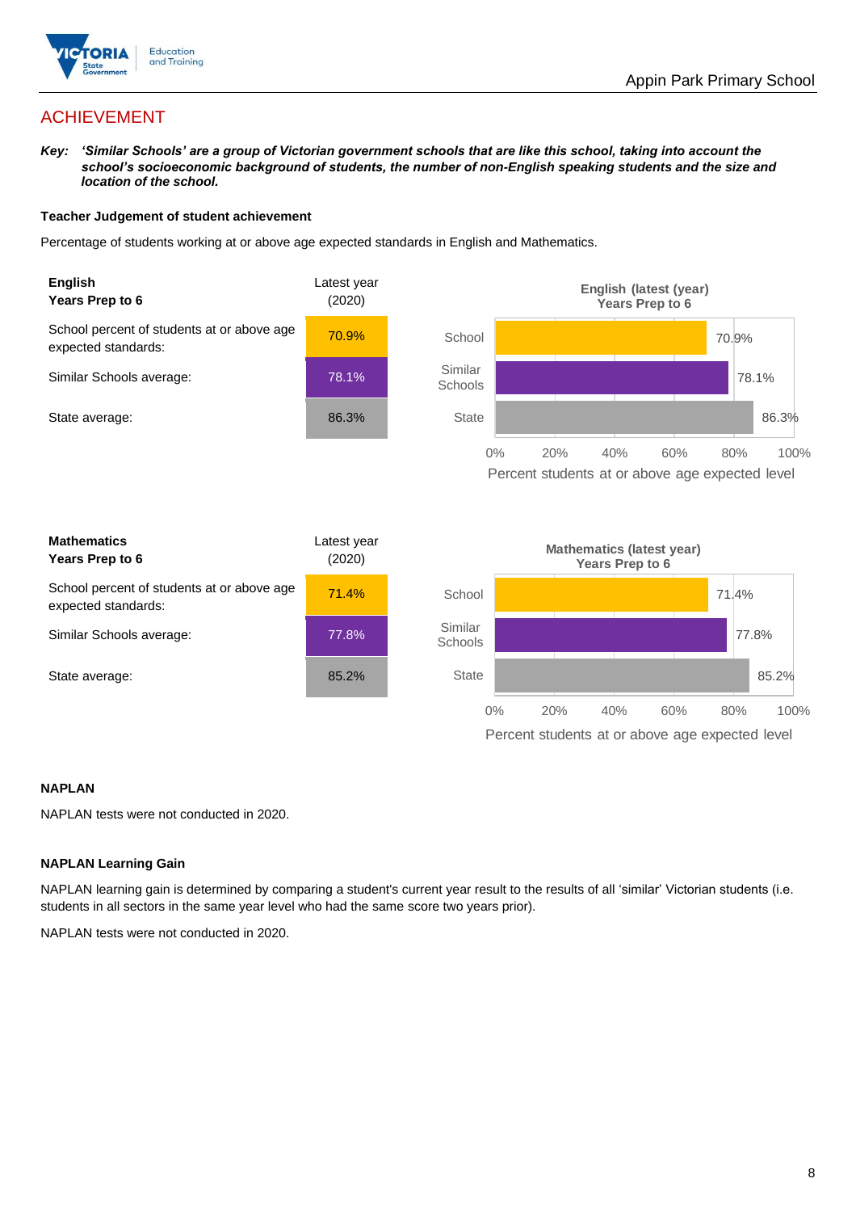## ACHIEVEMENT

***Key:*** ***'Similar Schools' are a group of Victorian government schools that are like this school, taking into account the school's socioeconomic background of students, the number of non-English speaking students and the size and location of the school.***

**Teacher Judgement of student achievement**

Percentage of students working at or above age expected standards in English and Mathematics.

| **English** **Years Prep to 6** | Latest year (2020) |
|---|---|
| School percent of students at or above age expected standards: | 70.9% |
| Similar Schools average: | 78.1% |
| State average: | 86.3% |

**English (latest (year) Years Prep to 6**

| | Percent students at or above age expected level |
|---|---|
| School | 70.9% |
| Similar Schools | 78.1% |
| State | 86.3% |

| **Mathematics** **Years Prep to 6** | Latest year (2020) |
|---|---|
| School percent of students at or above age expected standards: | 71.4% |
| Similar Schools average: | 77.8% |
| State average: | 85.2% |

**Mathematics (latest year) Years Prep to 6**

| | Percent students at or above age expected level |
|---|---|
| School | 71.4% |
| Similar Schools | 77.8% |
| State | 85.2% |

**NAPLAN**

NAPLAN tests were not conducted in 2020.

**NAPLAN Learning Gain**

NAPLAN learning gain is determined by comparing a student's current year result to the results of all 'similar' Victorian students (i.e. students in all sectors in the same year level who had the same score two years prior).

NAPLAN tests were not conducted in 2020.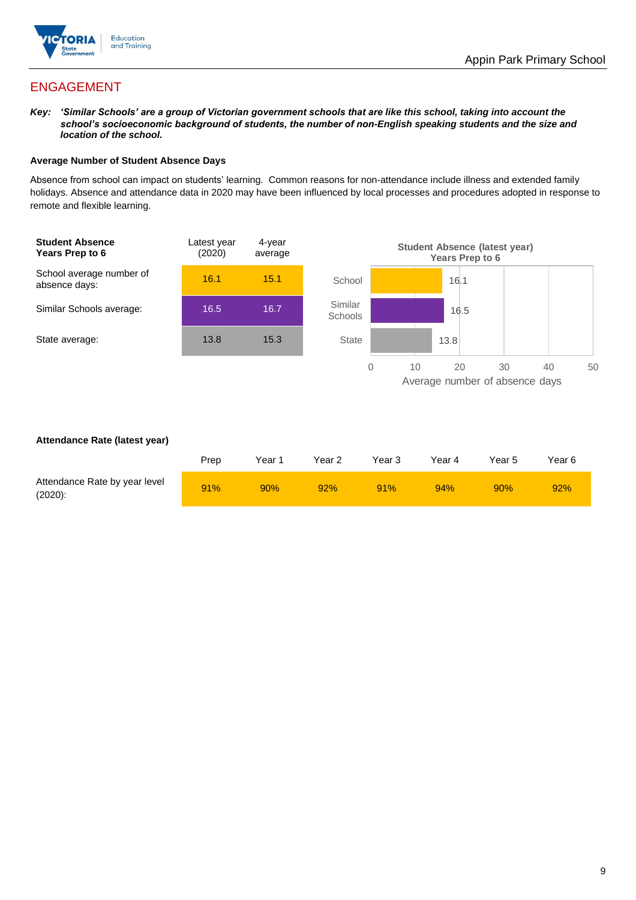## ENGAGEMENT

***Key:** 'Similar Schools' are a group of Victorian government schools that are like this school, taking into account the school's socioeconomic background of students, the number of non-English speaking students and the size and location of the school.*

### Average Number of Student Absence Days

Absence from school can impact on students' learning. Common reasons for non-attendance include illness and extended family holidays. Absence and attendance data in 2020 may have been influenced by local processes and procedures adopted in response to remote and flexible learning.

| Student Absence Years Prep to 6 | Latest year (2020) | 4-year average |
|---|---|---|
| School average number of absence days: | 16.1 | 15.1 |
| Similar Schools average: | 16.5 | 16.7 |
| State average: | 13.8 | 15.3 |

**Student Absence (latest year) Years Prep to 6**

| | Average number of absence days |
|---|---|
| School | 16.1 |
| Similar Schools | 16.5 |
| State | 13.8 |

### Attendance Rate (latest year)

| | Prep | Year 1 | Year 2 | Year 3 | Year 4 | Year 5 | Year 6 |
|---|---|---|---|---|---|---|---|
| Attendance Rate by year level (2020): | 91% | 90% | 92% | 91% | 94% | 90% | 92% |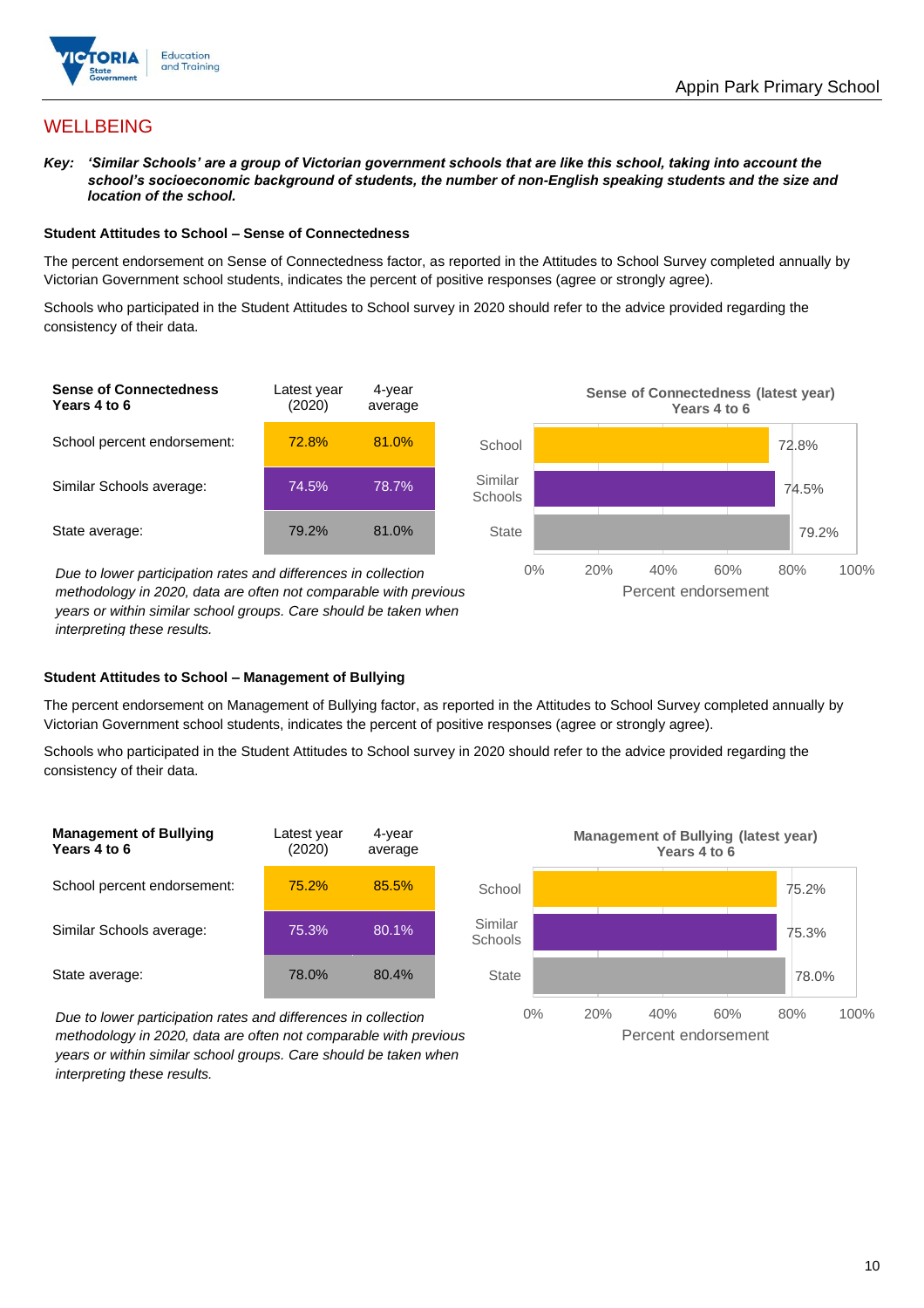# WELLBEING

***Key:** 'Similar Schools' are a group of Victorian government schools that are like this school, taking into account the school's socioeconomic background of students, the number of non-English speaking students and the size and location of the school.*

### Student Attitudes to School – Sense of Connectedness

The percent endorsement on Sense of Connectedness factor, as reported in the Attitudes to School Survey completed annually by Victorian Government school students, indicates the percent of positive responses (agree or strongly agree).

Schools who participated in the Student Attitudes to School survey in 2020 should refer to the advice provided regarding the consistency of their data.

| Sense of Connectedness Years 4 to 6 | Latest year (2020) | 4-year average |
|---|---|---|
| School percent endorsement: | 72.8% | 81.0% |
| Similar Schools average: | 74.5% | 78.7% |
| State average: | 79.2% | 81.0% |

*Due to lower participation rates and differences in collection methodology in 2020, data are often not comparable with previous years or within similar school groups. Care should be taken when interpreting these results.*

**Sense of Connectedness (latest year) Years 4 to 6**

| | Percent endorsement |
|---|---|
| School | 72.8% |
| Similar Schools | 74.5% |
| State | 79.2% |

### Student Attitudes to School – Management of Bullying

The percent endorsement on Management of Bullying factor, as reported in the Attitudes to School Survey completed annually by Victorian Government school students, indicates the percent of positive responses (agree or strongly agree).

Schools who participated in the Student Attitudes to School survey in 2020 should refer to the advice provided regarding the consistency of their data.

| Management of Bullying Years 4 to 6 | Latest year (2020) | 4-year average |
|---|---|---|
| School percent endorsement: | 75.2% | 85.5% |
| Similar Schools average: | 75.3% | 80.1% |
| State average: | 78.0% | 80.4% |

*Due to lower participation rates and differences in collection methodology in 2020, data are often not comparable with previous years or within similar school groups. Care should be taken when interpreting these results.*

**Management of Bullying (latest year) Years 4 to 6**

| | Percent endorsement |
|---|---|
| School | 75.2% |
| Similar Schools | 75.3% |
| State | 78.0% |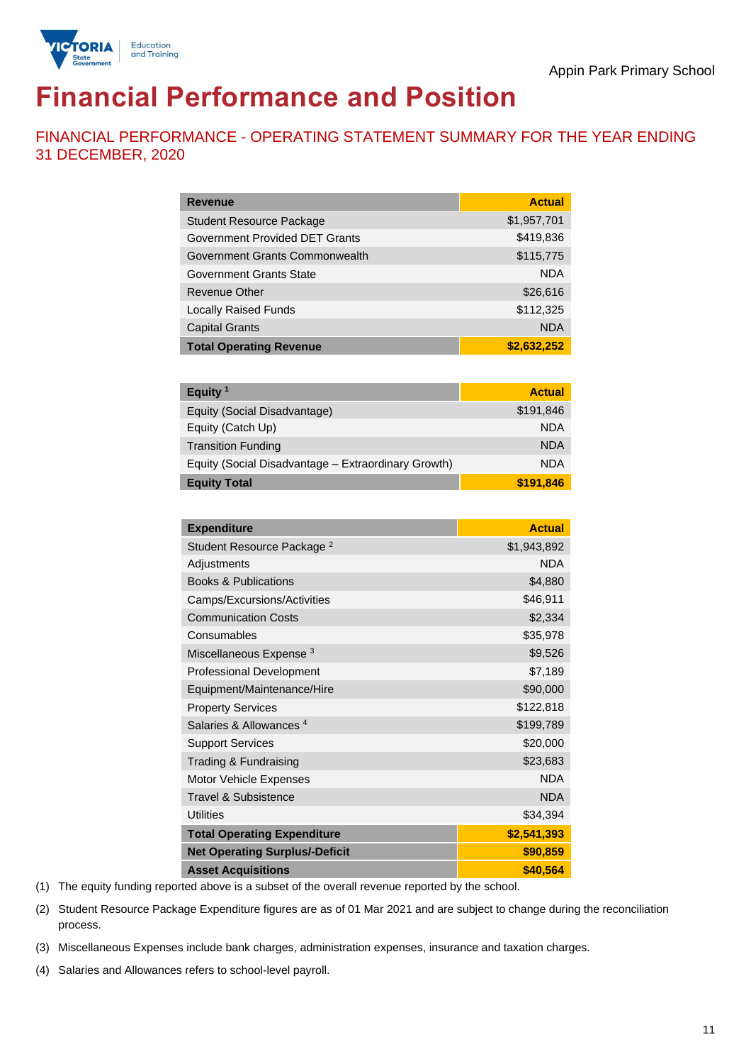Appin Park Primary School

# Financial Performance and Position

## FINANCIAL PERFORMANCE - OPERATING STATEMENT SUMMARY FOR THE YEAR ENDING 31 DECEMBER, 2020

| Revenue | Actual |
|---|---|
| Student Resource Package | $1,957,701 |
| Government Provided DET Grants | $419,836 |
| Government Grants Commonwealth | $115,775 |
| Government Grants State | NDA |
| Revenue Other | $26,616 |
| Locally Raised Funds | $112,325 |
| Capital Grants | NDA |
| **Total Operating Revenue** | **$2,632,252** |

| Equity [1] | Actual |
|---|---|
| Equity (Social Disadvantage) | $191,846 |
| Equity (Catch Up) | NDA |
| Transition Funding | NDA |
| Equity (Social Disadvantage – Extraordinary Growth) | NDA |
| **Equity Total** | **$191,846** |

| Expenditure | Actual |
|---|---|
| Student Resource Package [2] | $1,943,892 |
| Adjustments | NDA |
| Books & Publications | $4,880 |
| Camps/Excursions/Activities | $46,911 |
| Communication Costs | $2,334 |
| Consumables | $35,978 |
| Miscellaneous Expense [3] | $9,526 |
| Professional Development | $7,189 |
| Equipment/Maintenance/Hire | $90,000 |
| Property Services | $122,818 |
| Salaries & Allowances [4] | $199,789 |
| Support Services | $20,000 |
| Trading & Fundraising | $23,683 |
| Motor Vehicle Expenses | NDA |
| Travel & Subsistence | NDA |
| Utilities | $34,394 |
| **Total Operating Expenditure** | **$2,541,393** |
| **Net Operating Surplus/-Deficit** | **$90,859** |
| **Asset Acquisitions** | **$40,564** |

(1) The equity funding reported above is a subset of the overall revenue reported by the school.

(2) Student Resource Package Expenditure figures are as of 01 Mar 2021 and are subject to change during the reconciliation process.

(3) Miscellaneous Expenses include bank charges, administration expenses, insurance and taxation charges.

(4) Salaries and Allowances refers to school-level payroll.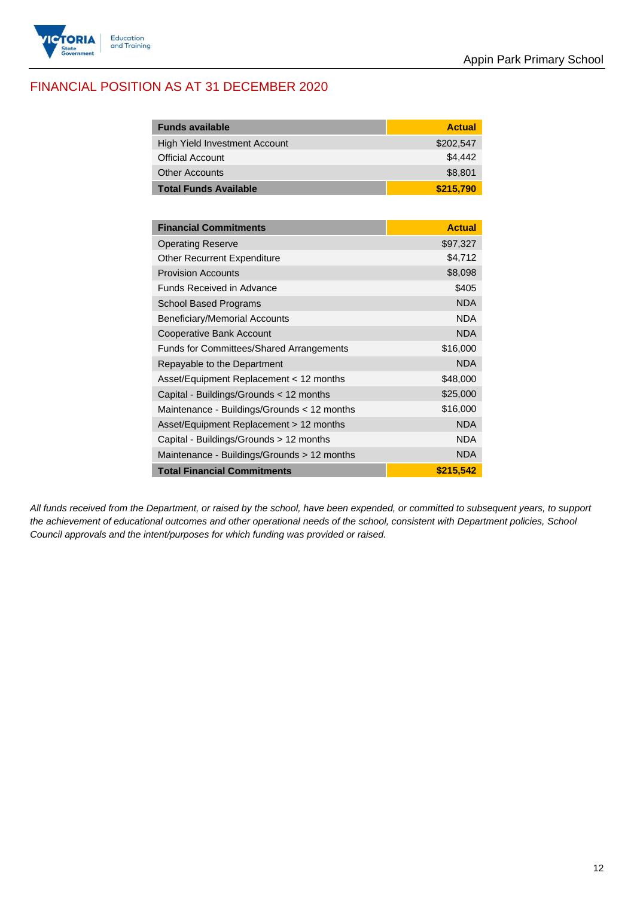# FINANCIAL POSITION AS AT 31 DECEMBER 2020

| Funds available | Actual |
|---|---|
| High Yield Investment Account | $202,547 |
| Official Account | $4,442 |
| Other Accounts | $8,801 |
| **Total Funds Available** | **$215,790** |

| Financial Commitments | Actual |
|---|---|
| Operating Reserve | $97,327 |
| Other Recurrent Expenditure | $4,712 |
| Provision Accounts | $8,098 |
| Funds Received in Advance | $405 |
| School Based Programs | NDA |
| Beneficiary/Memorial Accounts | NDA |
| Cooperative Bank Account | NDA |
| Funds for Committees/Shared Arrangements | $16,000 |
| Repayable to the Department | NDA |
| Asset/Equipment Replacement < 12 months | $48,000 |
| Capital - Buildings/Grounds < 12 months | $25,000 |
| Maintenance - Buildings/Grounds < 12 months | $16,000 |
| Asset/Equipment Replacement > 12 months | NDA |
| Capital - Buildings/Grounds > 12 months | NDA |
| Maintenance - Buildings/Grounds > 12 months | NDA |
| **Total Financial Commitments** | **$215,542** |

*All funds received from the Department, or raised by the school, have been expended, or committed to subsequent years, to support the achievement of educational outcomes and other operational needs of the school, consistent with Department policies, School Council approvals and the intent/purposes for which funding was provided or raised.*